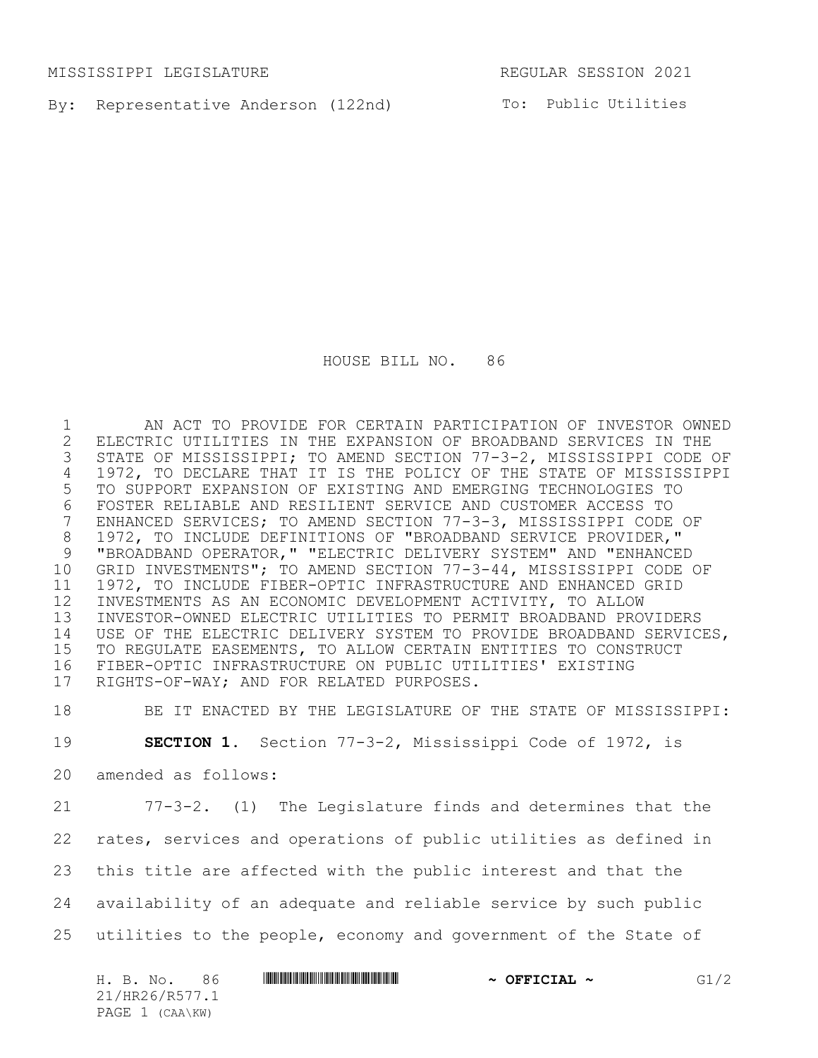MISSISSIPPI LEGISLATURE REGULAR SESSION 2021

By: Representative Anderson (122nd) To: Public Utilities

# HOUSE BILL NO. 86

AN ACT TO PROVIDE FOR CERTAIN PARTICIPATION OF INVESTOR OWNED ELECTRIC UTILITIES IN THE EXPANSION OF BROADBAND SERVICES IN THE STATE OF MISSISSIPPI; TO AMEND SECTION 77-3-2, MISSISSIPPI CODE OF 1972, TO DECLARE THAT IT IS THE POLICY OF THE STATE OF MISSISSIPPI TO SUPPORT EXPANSION OF EXISTING AND EMERGING TECHNOLOGIES TO FOSTER RELIABLE AND RESILIENT SERVICE AND CUSTOMER ACCESS TO ENHANCED SERVICES; TO AMEND SECTION 77-3-3, MISSISSIPPI CODE OF 1972, TO INCLUDE DEFINITIONS OF "BROADBAND SERVICE PROVIDER," "BROADBAND OPERATOR," "ELECTRIC DELIVERY SYSTEM" AND "ENHANCED GRID INVESTMENTS"; TO AMEND SECTION 77-3-44, MISSISSIPPI CODE OF 1972, TO INCLUDE FIBER-OPTIC INFRASTRUCTURE AND ENHANCED GRID INVESTMENTS AS AN ECONOMIC DEVELOPMENT ACTIVITY, TO ALLOW INVESTOR-OWNED ELECTRIC UTILITIES TO PERMIT BROADBAND PROVIDERS USE OF THE ELECTRIC DELIVERY SYSTEM TO PROVIDE BROADBAND SERVICES, TO REGULATE EASEMENTS, TO ALLOW CERTAIN ENTITIES TO CONSTRUCT FIBER-OPTIC INFRASTRUCTURE ON PUBLIC UTILITIES' EXISTING RIGHTS-OF-WAY; AND FOR RELATED PURPOSES.

BE IT ENACTED BY THE LEGISLATURE OF THE STATE OF MISSISSIPPI:

**SECTION 1.** Section 77-3-2, Mississippi Code of 1972, is amended as follows:

77-3-2. (1) The Legislature finds and determines that the rates, services and operations of public utilities as defined in this title are affected with the public interest and that the availability of an adequate and reliable service by such public utilities to the people, economy and government of the State of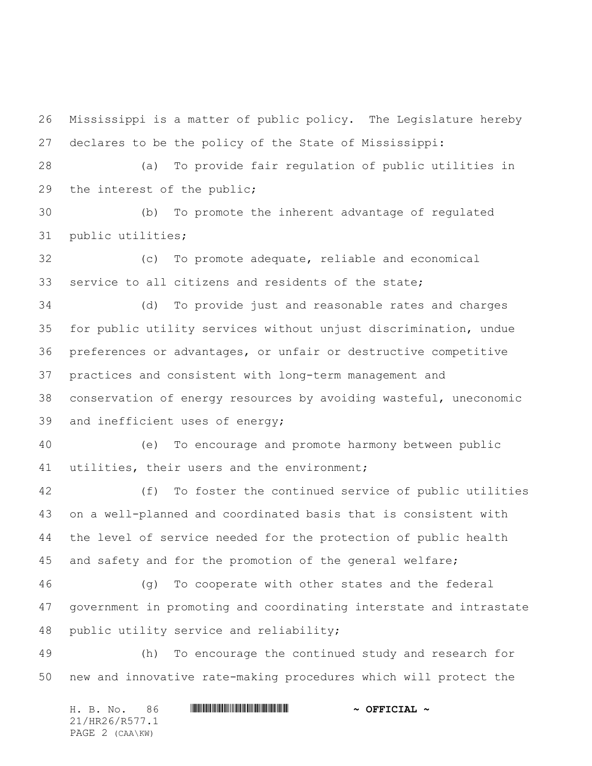Mississippi is a matter of public policy. The Legislature hereby declares to be the policy of the State of Mississippi:

(a) To provide fair regulation of public utilities in the interest of the public;

(b) To promote the inherent advantage of regulated public utilities;

(c) To promote adequate, reliable and economical service to all citizens and residents of the state;

(d) To provide just and reasonable rates and charges for public utility services without unjust discrimination, undue preferences or advantages, or unfair or destructive competitive practices and consistent with long-term management and conservation of energy resources by avoiding wasteful, uneconomic and inefficient uses of energy;

(e) To encourage and promote harmony between public utilities, their users and the environment;

(f) To foster the continued service of public utilities on a well-planned and coordinated basis that is consistent with the level of service needed for the protection of public health and safety and for the promotion of the general welfare;

(g) To cooperate with other states and the federal government in promoting and coordinating interstate and intrastate public utility service and reliability;

(h) To encourage the continued study and research for new and innovative rate-making procedures which will protect the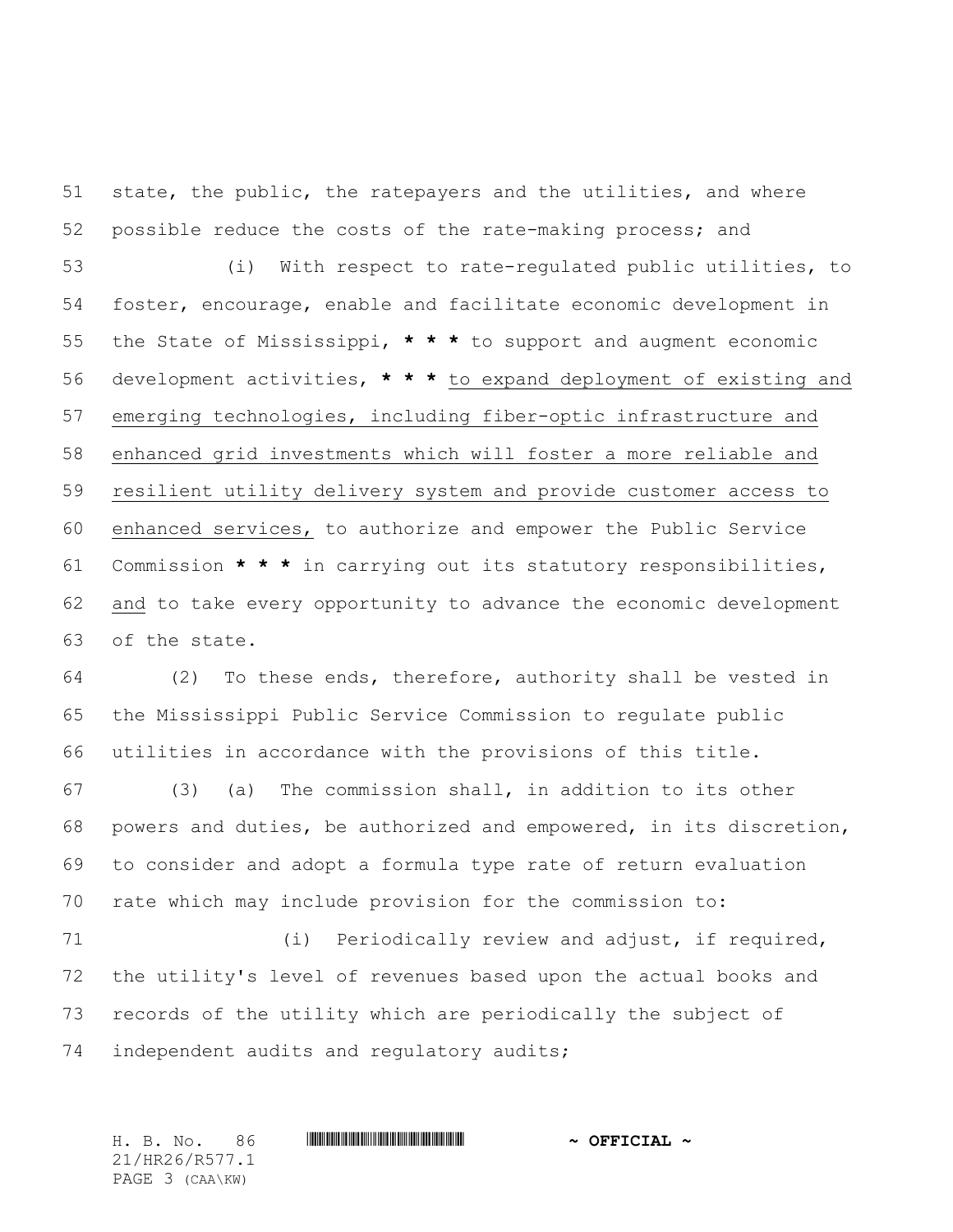state, the public, the ratepayers and the utilities, and where possible reduce the costs of the rate-making process; and

(i) With respect to rate-regulated public utilities, to foster, encourage, enable and facilitate economic development in the State of Mississippi, **\* \* \*** to support and augment economic development activities, **\* \* \*** <u>to expand deployment of existing and emerging technologies, including fiber-optic infrastructure and enhanced grid investments which will foster a more reliable and resilient utility delivery system and provide customer access to enhanced services,</u> to authorize and empower the Public Service Commission **\* \* \*** in carrying out its statutory responsibilities, <u>and</u> to take every opportunity to advance the economic development of the state.

(2) To these ends, therefore, authority shall be vested in the Mississippi Public Service Commission to regulate public utilities in accordance with the provisions of this title.

(3) (a) The commission shall, in addition to its other powers and duties, be authorized and empowered, in its discretion, to consider and adopt a formula type rate of return evaluation rate which may include provision for the commission to:

(i) Periodically review and adjust, if required, the utility's level of revenues based upon the actual books and records of the utility which are periodically the subject of independent audits and regulatory audits;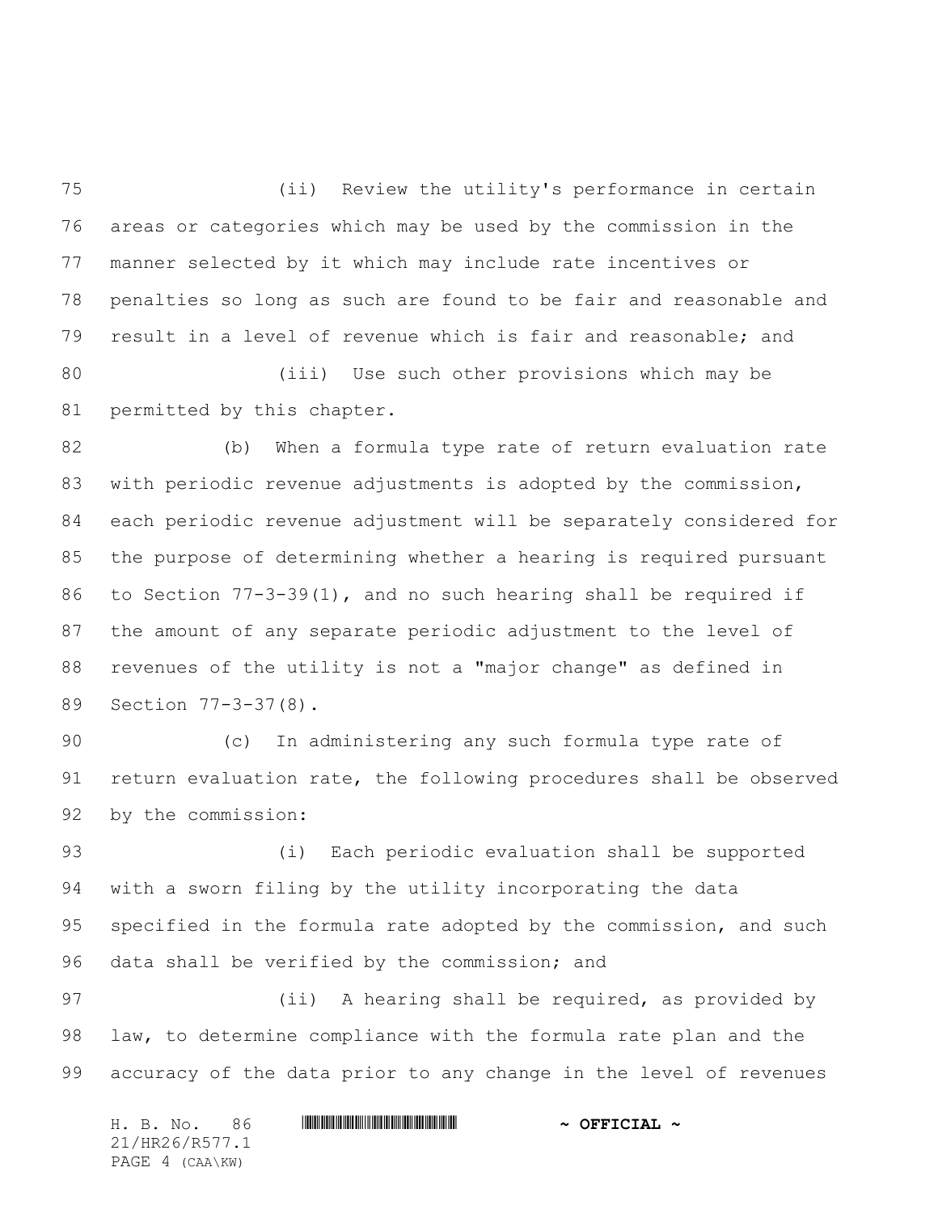(ii) Review the utility's performance in certain areas or categories which may be used by the commission in the manner selected by it which may include rate incentives or penalties so long as such are found to be fair and reasonable and result in a level of revenue which is fair and reasonable; and

(iii) Use such other provisions which may be permitted by this chapter.

(b) When a formula type rate of return evaluation rate with periodic revenue adjustments is adopted by the commission, each periodic revenue adjustment will be separately considered for the purpose of determining whether a hearing is required pursuant to Section 77-3-39(1), and no such hearing shall be required if the amount of any separate periodic adjustment to the level of revenues of the utility is not a "major change" as defined in Section 77-3-37(8).

(c) In administering any such formula type rate of return evaluation rate, the following procedures shall be observed by the commission:

(i) Each periodic evaluation shall be supported with a sworn filing by the utility incorporating the data specified in the formula rate adopted by the commission, and such data shall be verified by the commission; and

(ii) A hearing shall be required, as provided by law, to determine compliance with the formula rate plan and the accuracy of the data prior to any change in the level of revenues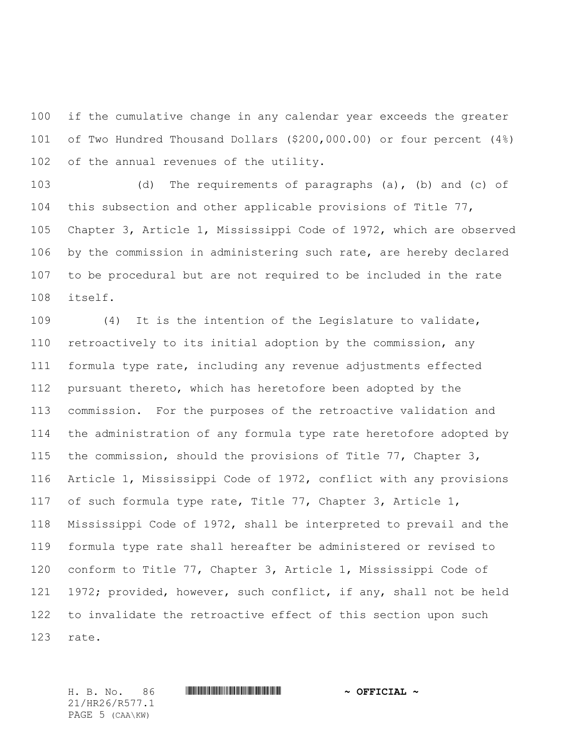if the cumulative change in any calendar year exceeds the greater of Two Hundred Thousand Dollars ($200,000.00) or four percent (4%) of the annual revenues of the utility.

(d) The requirements of paragraphs (a), (b) and (c) of this subsection and other applicable provisions of Title 77, Chapter 3, Article 1, Mississippi Code of 1972, which are observed by the commission in administering such rate, are hereby declared to be procedural but are not required to be included in the rate itself.

(4) It is the intention of the Legislature to validate, retroactively to its initial adoption by the commission, any formula type rate, including any revenue adjustments effected pursuant thereto, which has heretofore been adopted by the commission. For the purposes of the retroactive validation and the administration of any formula type rate heretofore adopted by the commission, should the provisions of Title 77, Chapter 3, Article 1, Mississippi Code of 1972, conflict with any provisions of such formula type rate, Title 77, Chapter 3, Article 1, Mississippi Code of 1972, shall be interpreted to prevail and the formula type rate shall hereafter be administered or revised to conform to Title 77, Chapter 3, Article 1, Mississippi Code of 1972; provided, however, such conflict, if any, shall not be held to invalidate the retroactive effect of this section upon such rate.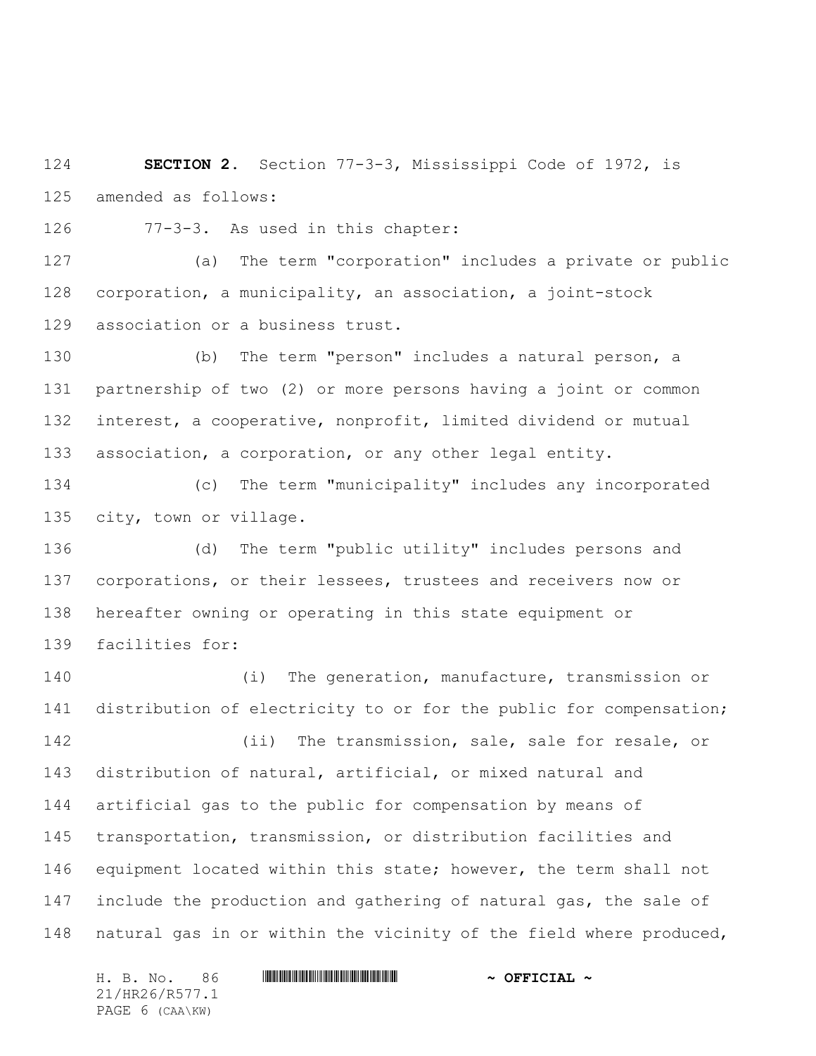**SECTION 2.** Section 77-3-3, Mississippi Code of 1972, is amended as follows:

77-3-3. As used in this chapter:

(a) The term "corporation" includes a private or public corporation, a municipality, an association, a joint-stock association or a business trust.

(b) The term "person" includes a natural person, a partnership of two (2) or more persons having a joint or common interest, a cooperative, nonprofit, limited dividend or mutual association, a corporation, or any other legal entity.

(c) The term "municipality" includes any incorporated city, town or village.

(d) The term "public utility" includes persons and corporations, or their lessees, trustees and receivers now or hereafter owning or operating in this state equipment or facilities for:

(i) The generation, manufacture, transmission or distribution of electricity to or for the public for compensation;

(ii) The transmission, sale, sale for resale, or distribution of natural, artificial, or mixed natural and artificial gas to the public for compensation by means of transportation, transmission, or distribution facilities and equipment located within this state; however, the term shall not include the production and gathering of natural gas, the sale of natural gas in or within the vicinity of the field where produced,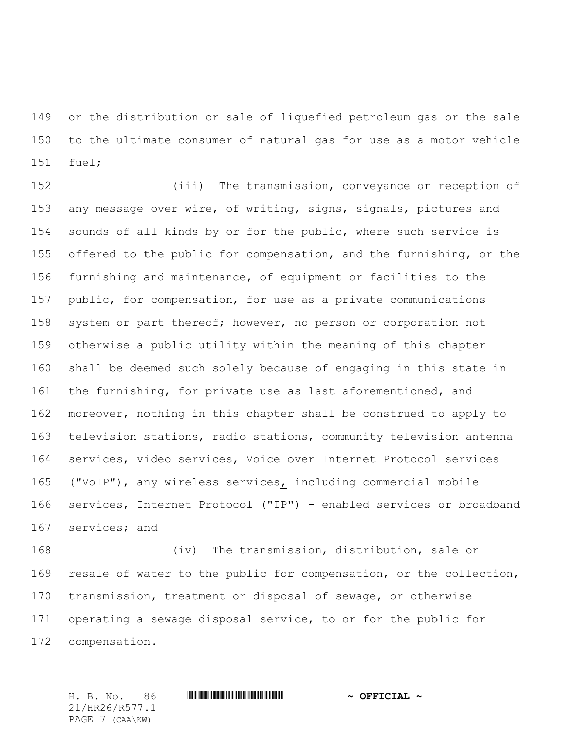or the distribution or sale of liquefied petroleum gas or the sale to the ultimate consumer of natural gas for use as a motor vehicle fuel;

(iii) The transmission, conveyance or reception of any message over wire, of writing, signs, signals, pictures and sounds of all kinds by or for the public, where such service is offered to the public for compensation, and the furnishing, or the furnishing and maintenance, of equipment or facilities to the public, for compensation, for use as a private communications system or part thereof; however, no person or corporation not otherwise a public utility within the meaning of this chapter shall be deemed such solely because of engaging in this state in the furnishing, for private use as last aforementioned, and moreover, nothing in this chapter shall be construed to apply to television stations, radio stations, community television antenna services, video services, Voice over Internet Protocol services ("VoIP"), any wireless services, including commercial mobile services, Internet Protocol ("IP") - enabled services or broadband services; and

(iv) The transmission, distribution, sale or resale of water to the public for compensation, or the collection, transmission, treatment or disposal of sewage, or otherwise operating a sewage disposal service, to or for the public for compensation.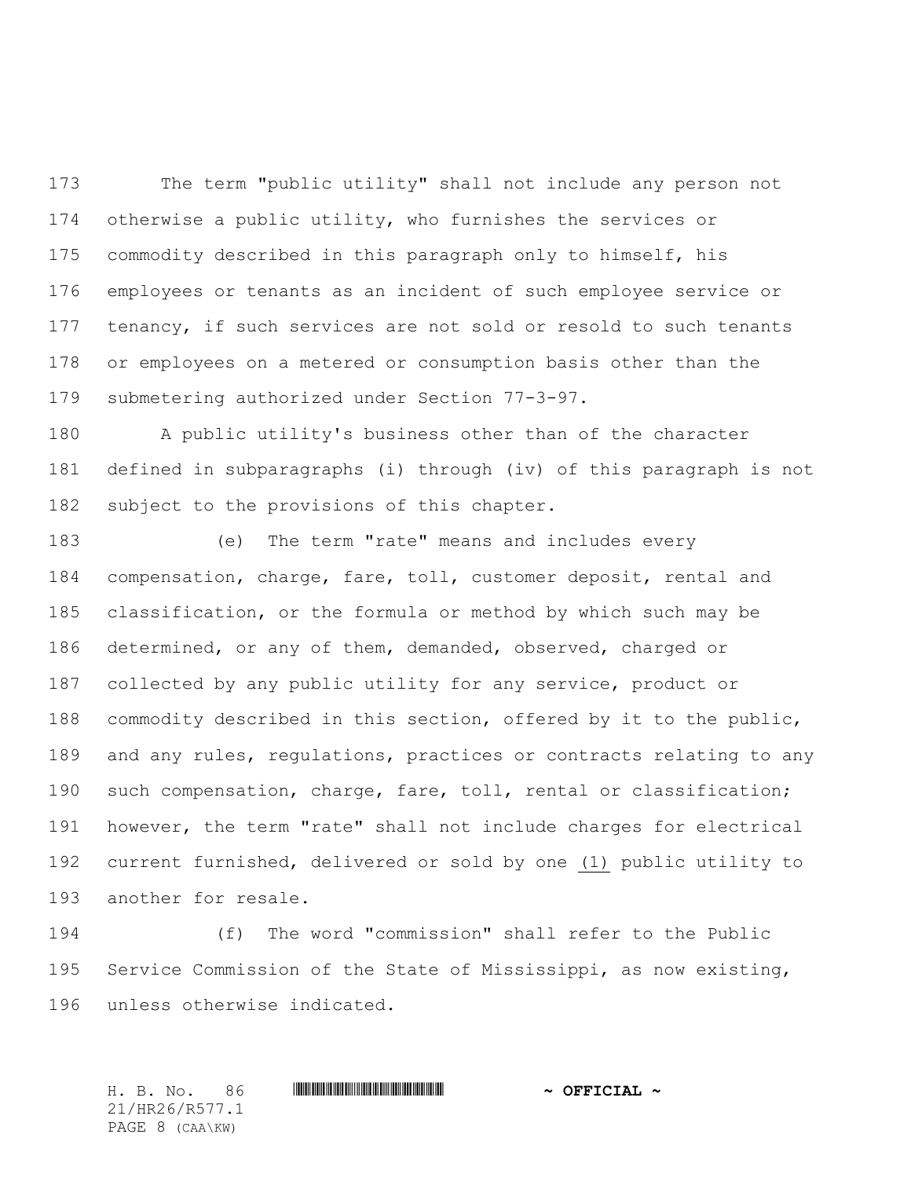The term "public utility" shall not include any person not otherwise a public utility, who furnishes the services or commodity described in this paragraph only to himself, his employees or tenants as an incident of such employee service or tenancy, if such services are not sold or resold to such tenants or employees on a metered or consumption basis other than the submetering authorized under Section 77-3-97.

A public utility's business other than of the character defined in subparagraphs (i) through (iv) of this paragraph is not subject to the provisions of this chapter.

(e) The term "rate" means and includes every compensation, charge, fare, toll, customer deposit, rental and classification, or the formula or method by which such may be determined, or any of them, demanded, observed, charged or collected by any public utility for any service, product or commodity described in this section, offered by it to the public, and any rules, regulations, practices or contracts relating to any such compensation, charge, fare, toll, rental or classification; however, the term "rate" shall not include charges for electrical current furnished, delivered or sold by one (1) public utility to another for resale.

(f) The word "commission" shall refer to the Public Service Commission of the State of Mississippi, as now existing, unless otherwise indicated.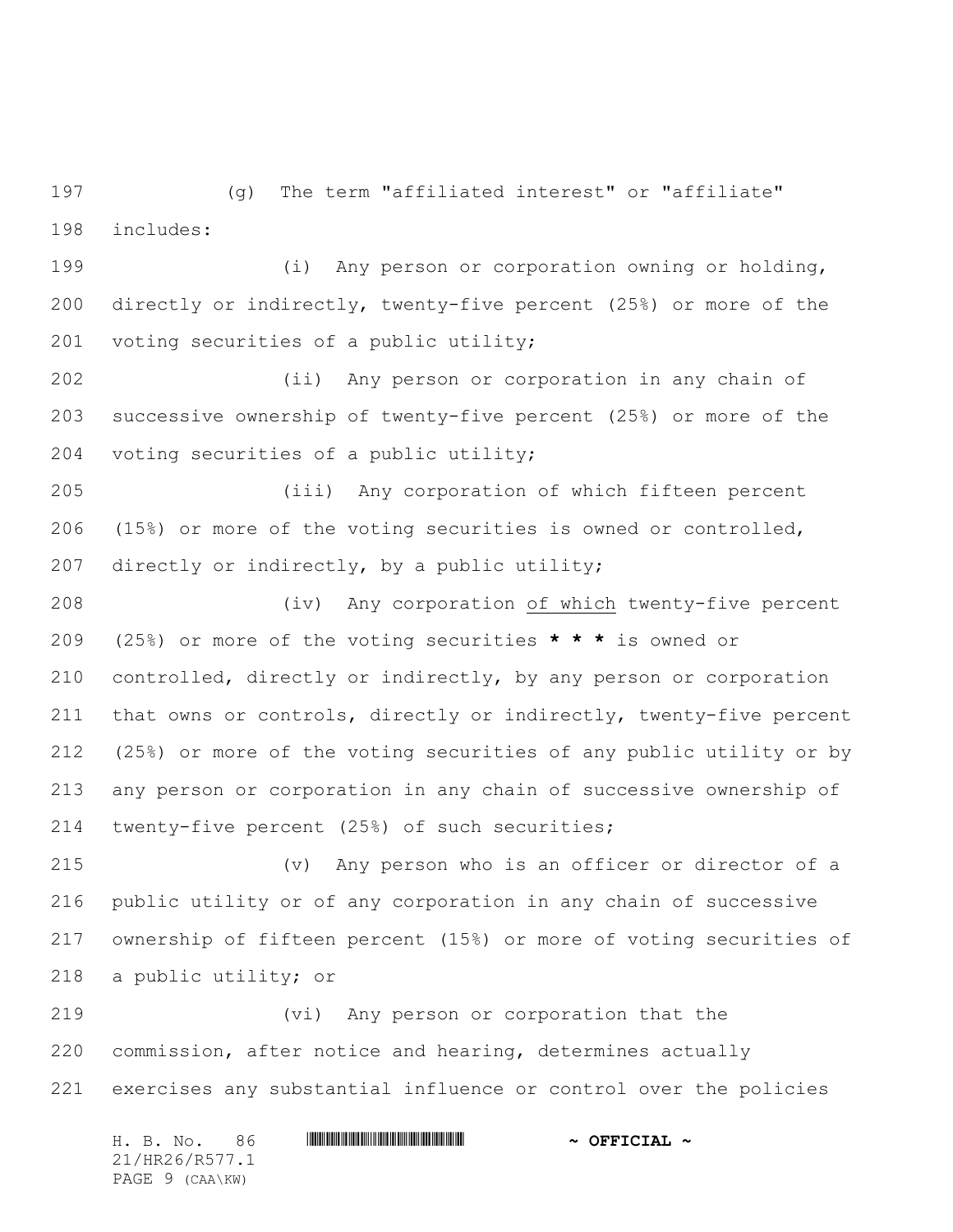(g) The term "affiliated interest" or "affiliate" includes:

(i) Any person or corporation owning or holding, directly or indirectly, twenty-five percent (25%) or more of the voting securities of a public utility;

(ii) Any person or corporation in any chain of successive ownership of twenty-five percent (25%) or more of the voting securities of a public utility;

(iii) Any corporation of which fifteen percent (15%) or more of the voting securities is owned or controlled, directly or indirectly, by a public utility;

(iv) Any corporation <u>of which</u> twenty-five percent (25%) or more of the voting securities **\* \* \*** is owned or controlled, directly or indirectly, by any person or corporation that owns or controls, directly or indirectly, twenty-five percent (25%) or more of the voting securities of any public utility or by any person or corporation in any chain of successive ownership of twenty-five percent (25%) of such securities;

(v) Any person who is an officer or director of a public utility or of any corporation in any chain of successive ownership of fifteen percent (15%) or more of voting securities of a public utility; or

(vi) Any person or corporation that the commission, after notice and hearing, determines actually exercises any substantial influence or control over the policies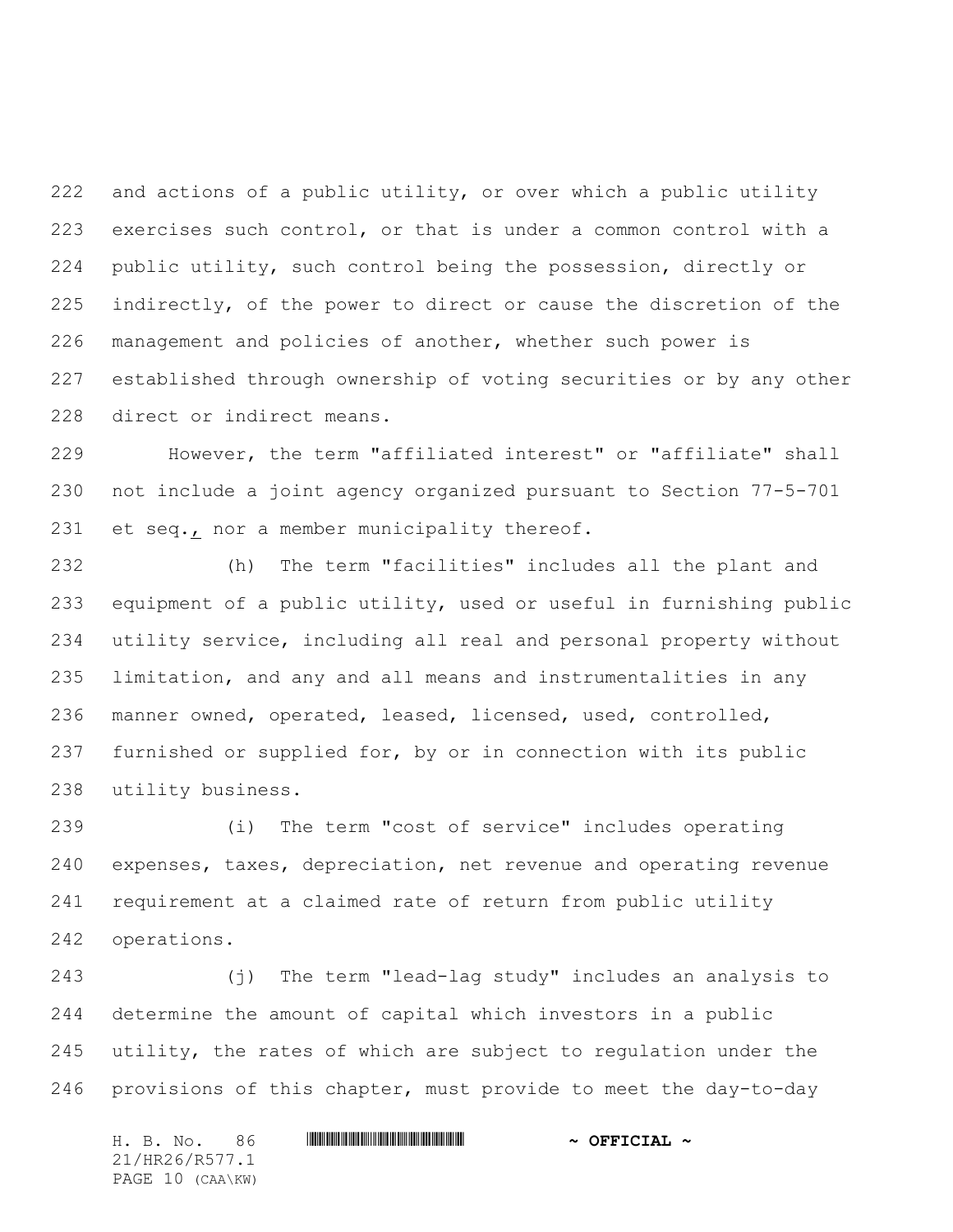and actions of a public utility, or over which a public utility exercises such control, or that is under a common control with a public utility, such control being the possession, directly or indirectly, of the power to direct or cause the discretion of the management and policies of another, whether such power is established through ownership of voting securities or by any other direct or indirect means.

However, the term "affiliated interest" or "affiliate" shall not include a joint agency organized pursuant to Section 77-5-701 et seq., nor a member municipality thereof.

(h) The term "facilities" includes all the plant and equipment of a public utility, used or useful in furnishing public utility service, including all real and personal property without limitation, and any and all means and instrumentalities in any manner owned, operated, leased, licensed, used, controlled, furnished or supplied for, by or in connection with its public utility business.

(i) The term "cost of service" includes operating expenses, taxes, depreciation, net revenue and operating revenue requirement at a claimed rate of return from public utility operations.

(j) The term "lead-lag study" includes an analysis to determine the amount of capital which investors in a public utility, the rates of which are subject to regulation under the provisions of this chapter, must provide to meet the day-to-day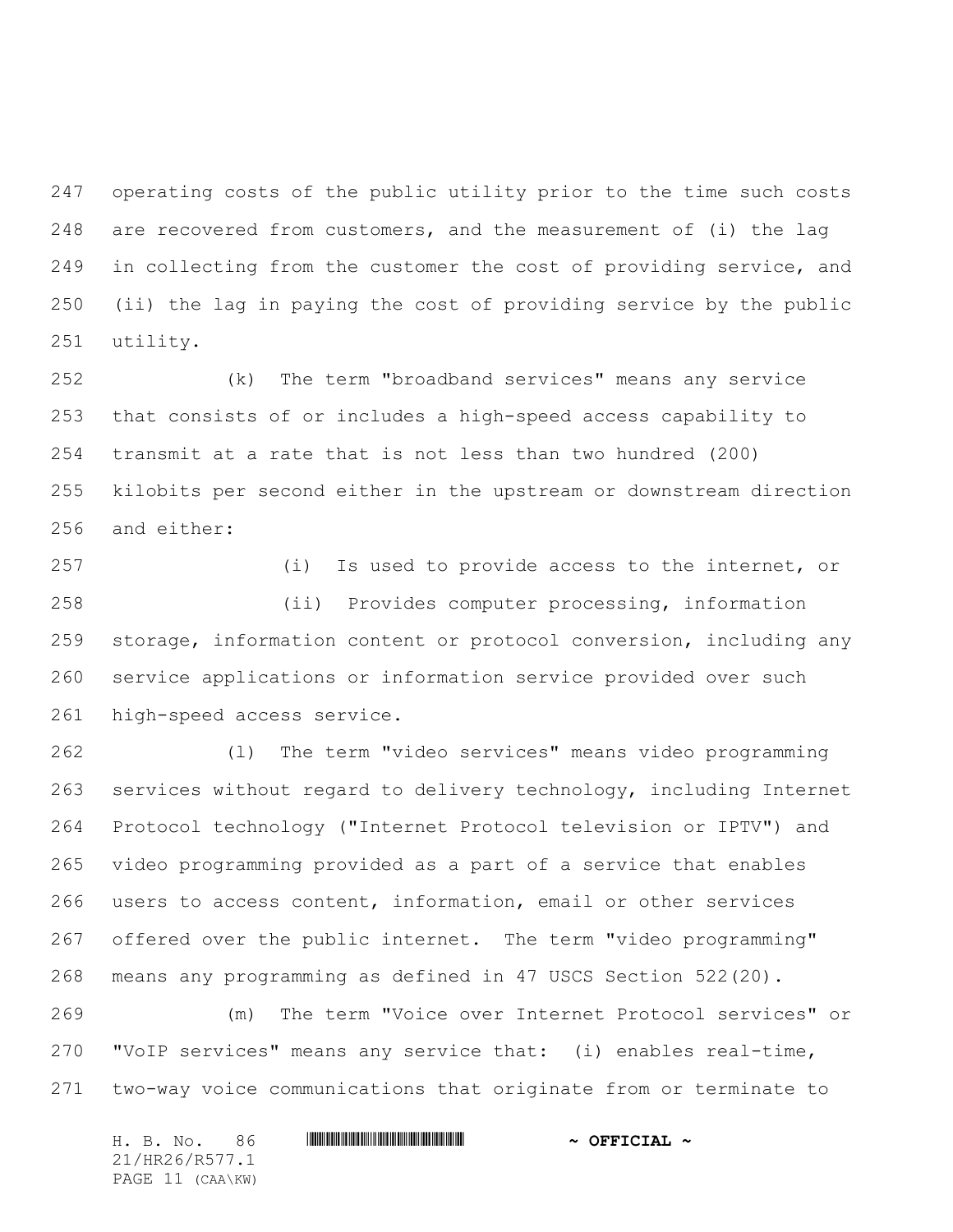operating costs of the public utility prior to the time such costs are recovered from customers, and the measurement of (i) the lag in collecting from the customer the cost of providing service, and (ii) the lag in paying the cost of providing service by the public utility.

(k) The term "broadband services" means any service that consists of or includes a high-speed access capability to transmit at a rate that is not less than two hundred (200) kilobits per second either in the upstream or downstream direction and either:

(i) Is used to provide access to the internet, or

(ii) Provides computer processing, information storage, information content or protocol conversion, including any service applications or information service provided over such high-speed access service.

(l) The term "video services" means video programming services without regard to delivery technology, including Internet Protocol technology ("Internet Protocol television or IPTV") and video programming provided as a part of a service that enables users to access content, information, email or other services offered over the public internet. The term "video programming" means any programming as defined in 47 USCS Section 522(20).

(m) The term "Voice over Internet Protocol services" or "VoIP services" means any service that: (i) enables real-time, two-way voice communications that originate from or terminate to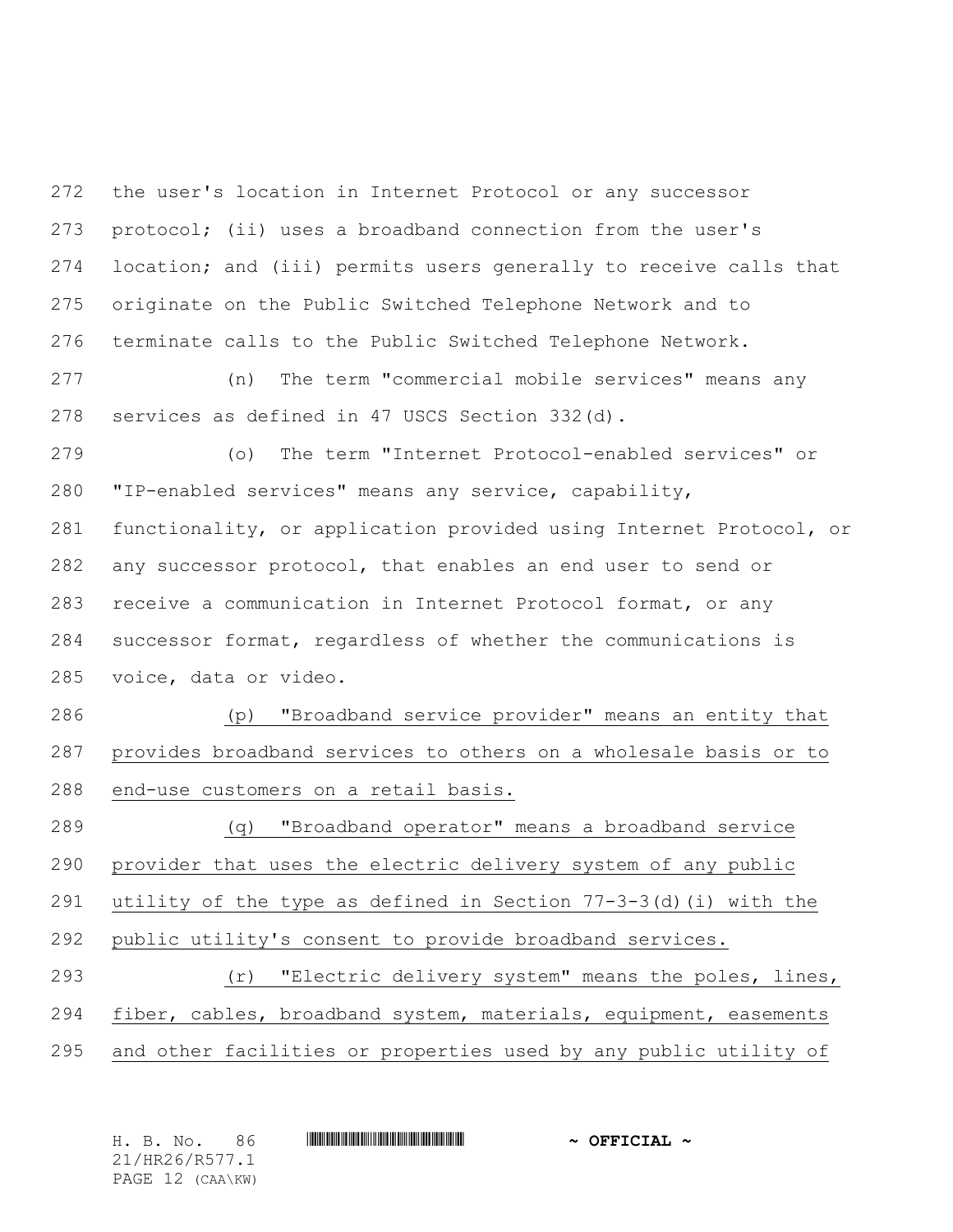the user's location in Internet Protocol or any successor protocol; (ii) uses a broadband connection from the user's location; and (iii) permits users generally to receive calls that originate on the Public Switched Telephone Network and to terminate calls to the Public Switched Telephone Network.

(n) The term "commercial mobile services" means any services as defined in 47 USCS Section 332(d).

(o) The term "Internet Protocol-enabled services" or "IP-enabled services" means any service, capability, functionality, or application provided using Internet Protocol, or any successor protocol, that enables an end user to send or receive a communication in Internet Protocol format, or any successor format, regardless of whether the communications is voice, data or video.

<u>(p) "Broadband service provider" means an entity that provides broadband services to others on a wholesale basis or to end-use customers on a retail basis.</u>

<u>(q) "Broadband operator" means a broadband service provider that uses the electric delivery system of any public utility of the type as defined in Section 77-3-3(d)(i) with the public utility's consent to provide broadband services.</u>

<u>(r) "Electric delivery system" means the poles, lines, fiber, cables, broadband system, materials, equipment, easements and other facilities or properties used by any public utility of</u>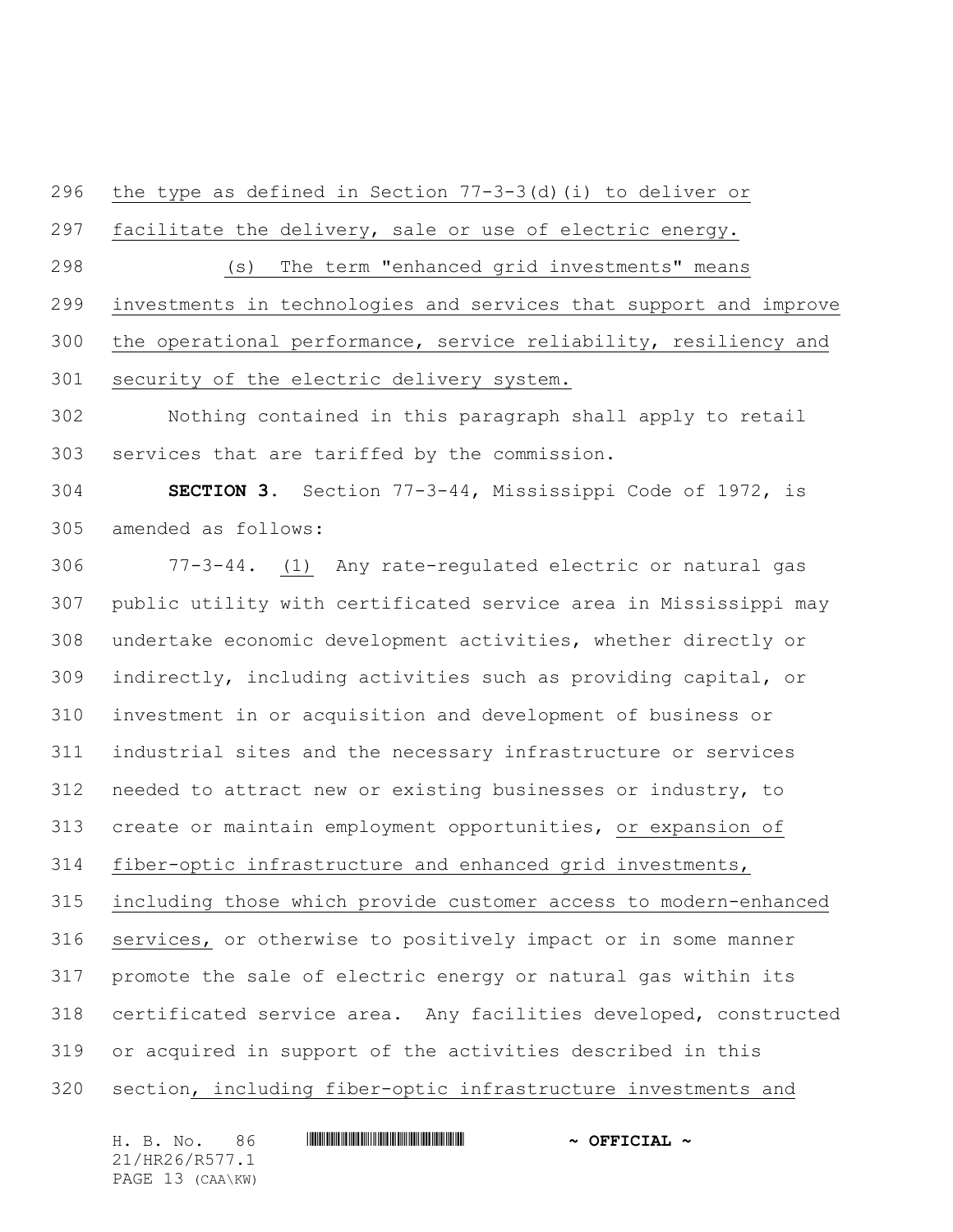the type as defined in Section 77-3-3(d)(i) to deliver or facilitate the delivery, sale or use of electric energy.

(s) The term "enhanced grid investments" means investments in technologies and services that support and improve the operational performance, service reliability, resiliency and security of the electric delivery system.

Nothing contained in this paragraph shall apply to retail services that are tariffed by the commission.

**SECTION 3.** Section 77-3-44, Mississippi Code of 1972, is amended as follows:

77-3-44. (1) Any rate-regulated electric or natural gas public utility with certificated service area in Mississippi may undertake economic development activities, whether directly or indirectly, including activities such as providing capital, or investment in or acquisition and development of business or industrial sites and the necessary infrastructure or services needed to attract new or existing businesses or industry, to create or maintain employment opportunities, or expansion of fiber-optic infrastructure and enhanced grid investments, including those which provide customer access to modern-enhanced services, or otherwise to positively impact or in some manner promote the sale of electric energy or natural gas within its certificated service area. Any facilities developed, constructed or acquired in support of the activities described in this section, including fiber-optic infrastructure investments and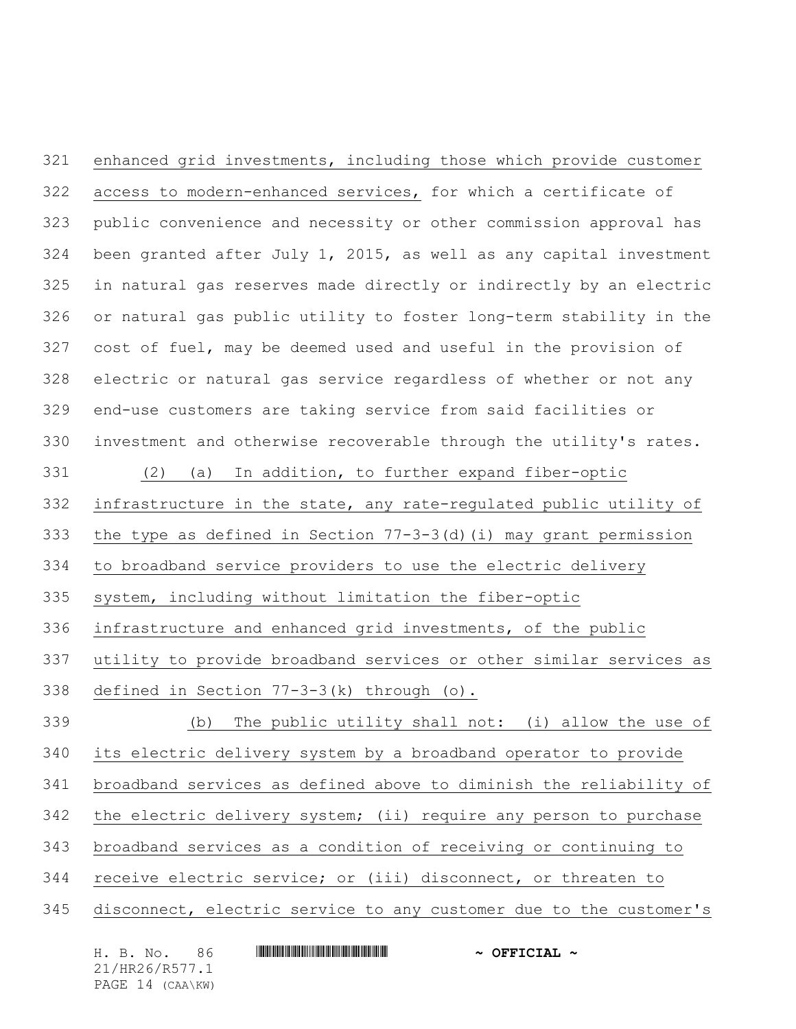enhanced grid investments, including those which provide customer access to modern-enhanced services, for which a certificate of public convenience and necessity or other commission approval has been granted after July 1, 2015, as well as any capital investment in natural gas reserves made directly or indirectly by an electric or natural gas public utility to foster long-term stability in the cost of fuel, may be deemed used and useful in the provision of electric or natural gas service regardless of whether or not any end-use customers are taking service from said facilities or investment and otherwise recoverable through the utility's rates.

(2) (a) In addition, to further expand fiber-optic infrastructure in the state, any rate-regulated public utility of the type as defined in Section 77-3-3(d)(i) may grant permission to broadband service providers to use the electric delivery system, including without limitation the fiber-optic infrastructure and enhanced grid investments, of the public utility to provide broadband services or other similar services as defined in Section 77-3-3(k) through (o).

(b) The public utility shall not: (i) allow the use of its electric delivery system by a broadband operator to provide broadband services as defined above to diminish the reliability of the electric delivery system; (ii) require any person to purchase broadband services as a condition of receiving or continuing to receive electric service; or (iii) disconnect, or threaten to disconnect, electric service to any customer due to the customer's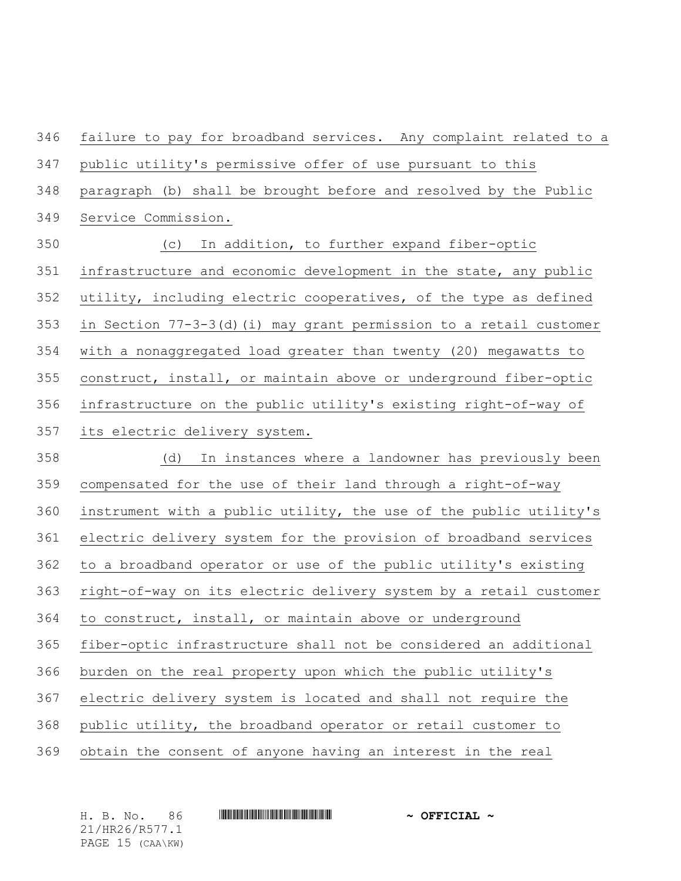failure to pay for broadband services. Any complaint related to a public utility's permissive offer of use pursuant to this paragraph (b) shall be brought before and resolved by the Public Service Commission.

(c) In addition, to further expand fiber-optic infrastructure and economic development in the state, any public utility, including electric cooperatives, of the type as defined in Section 77-3-3(d)(i) may grant permission to a retail customer with a nonaggregated load greater than twenty (20) megawatts to construct, install, or maintain above or underground fiber-optic infrastructure on the public utility's existing right-of-way of its electric delivery system.

(d) In instances where a landowner has previously been compensated for the use of their land through a right-of-way instrument with a public utility, the use of the public utility's electric delivery system for the provision of broadband services to a broadband operator or use of the public utility's existing right-of-way on its electric delivery system by a retail customer to construct, install, or maintain above or underground fiber-optic infrastructure shall not be considered an additional burden on the real property upon which the public utility's electric delivery system is located and shall not require the public utility, the broadband operator or retail customer to obtain the consent of anyone having an interest in the real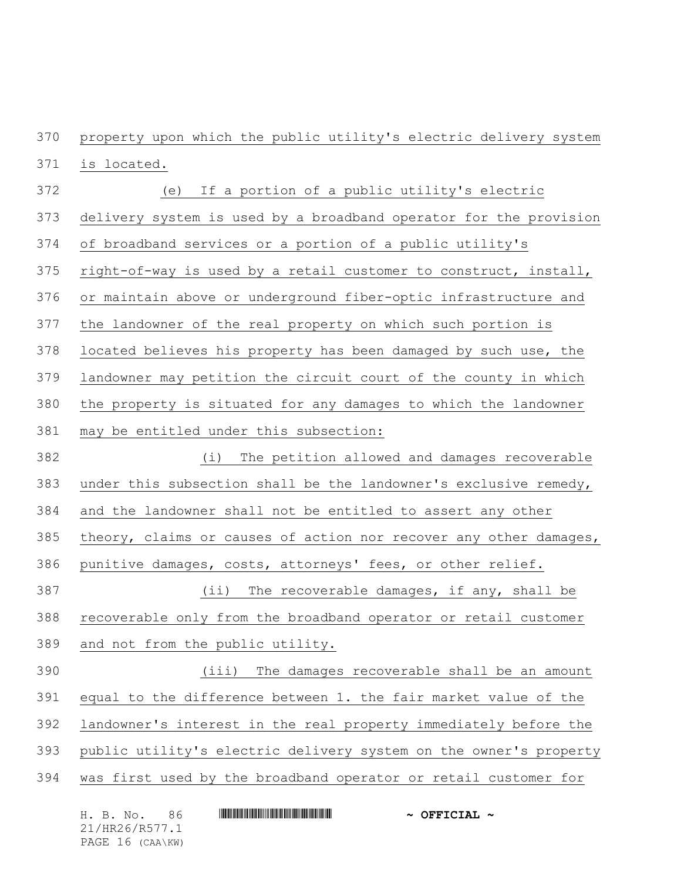property upon which the public utility's electric delivery system is located.

(e) If a portion of a public utility's electric delivery system is used by a broadband operator for the provision of broadband services or a portion of a public utility's right-of-way is used by a retail customer to construct, install, or maintain above or underground fiber-optic infrastructure and the landowner of the real property on which such portion is located believes his property has been damaged by such use, the landowner may petition the circuit court of the county in which the property is situated for any damages to which the landowner may be entitled under this subsection:

(i) The petition allowed and damages recoverable under this subsection shall be the landowner's exclusive remedy, and the landowner shall not be entitled to assert any other theory, claims or causes of action nor recover any other damages, punitive damages, costs, attorneys' fees, or other relief.

(ii) The recoverable damages, if any, shall be recoverable only from the broadband operator or retail customer and not from the public utility.

(iii) The damages recoverable shall be an amount equal to the difference between 1. the fair market value of the landowner's interest in the real property immediately before the public utility's electric delivery system on the owner's property was first used by the broadband operator or retail customer for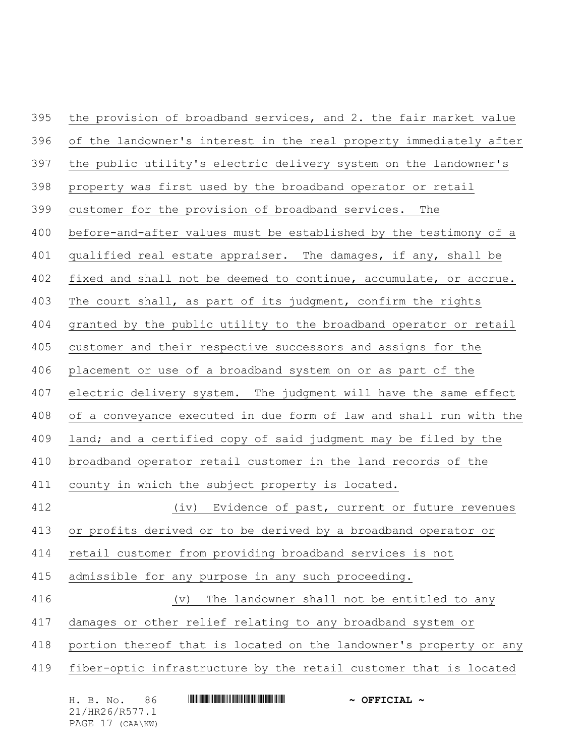the provision of broadband services, and 2. the fair market value of the landowner's interest in the real property immediately after the public utility's electric delivery system on the landowner's property was first used by the broadband operator or retail customer for the provision of broadband services. The before-and-after values must be established by the testimony of a qualified real estate appraiser. The damages, if any, shall be fixed and shall not be deemed to continue, accumulate, or accrue. The court shall, as part of its judgment, confirm the rights granted by the public utility to the broadband operator or retail customer and their respective successors and assigns for the placement or use of a broadband system on or as part of the electric delivery system. The judgment will have the same effect of a conveyance executed in due form of law and shall run with the land; and a certified copy of said judgment may be filed by the broadband operator retail customer in the land records of the county in which the subject property is located.

(iv) Evidence of past, current or future revenues or profits derived or to be derived by a broadband operator or retail customer from providing broadband services is not admissible for any purpose in any such proceeding.

(v) The landowner shall not be entitled to any damages or other relief relating to any broadband system or portion thereof that is located on the landowner's property or any fiber-optic infrastructure by the retail customer that is located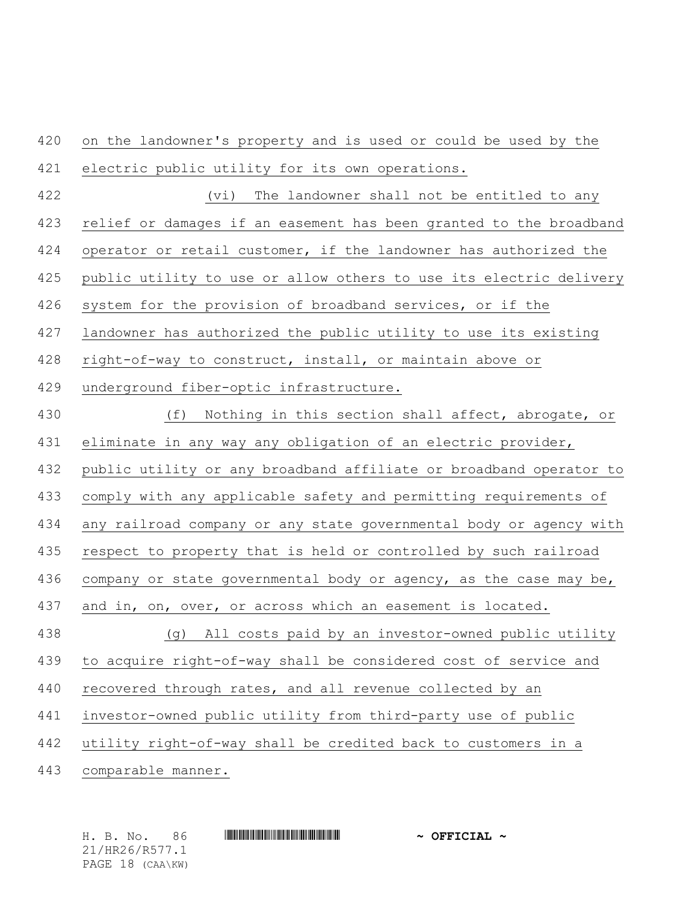on the landowner's property and is used or could be used by the electric public utility for its own operations.

(vi) The landowner shall not be entitled to any relief or damages if an easement has been granted to the broadband operator or retail customer, if the landowner has authorized the public utility to use or allow others to use its electric delivery system for the provision of broadband services, or if the landowner has authorized the public utility to use its existing right-of-way to construct, install, or maintain above or underground fiber-optic infrastructure.

(f) Nothing in this section shall affect, abrogate, or eliminate in any way any obligation of an electric provider, public utility or any broadband affiliate or broadband operator to comply with any applicable safety and permitting requirements of any railroad company or any state governmental body or agency with respect to property that is held or controlled by such railroad company or state governmental body or agency, as the case may be, and in, on, over, or across which an easement is located.

(g) All costs paid by an investor-owned public utility to acquire right-of-way shall be considered cost of service and recovered through rates, and all revenue collected by an investor-owned public utility from third-party use of public utility right-of-way shall be credited back to customers in a comparable manner.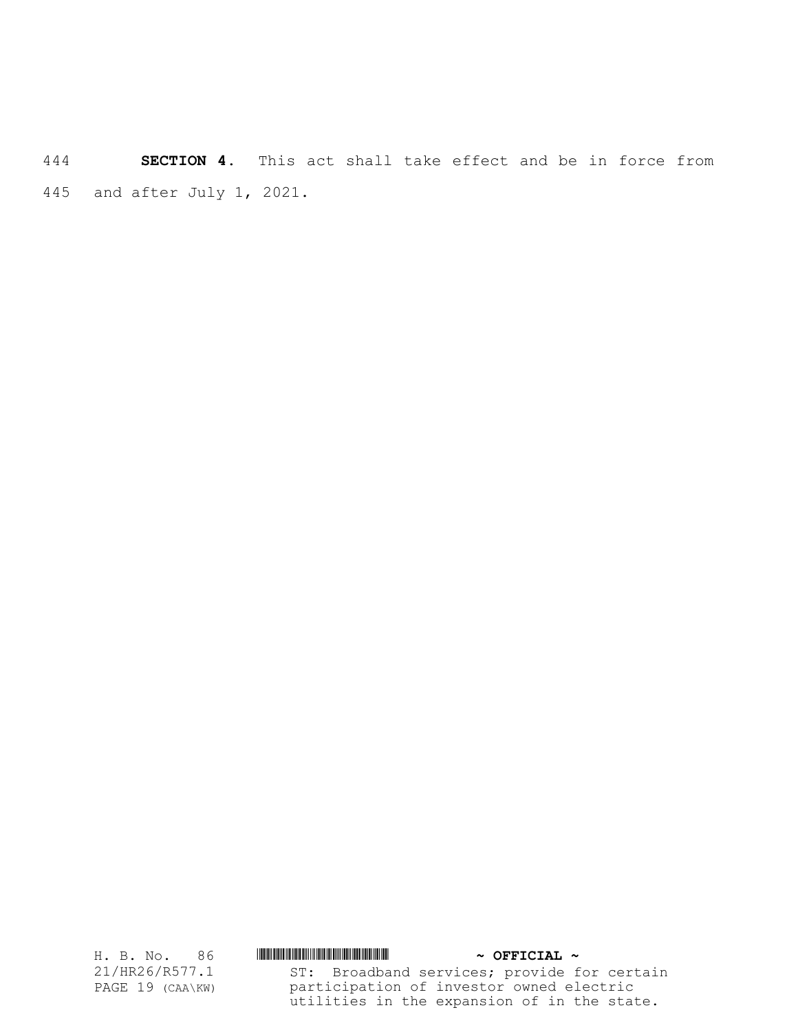**SECTION 4.** This act shall take effect and be in force from and after July 1, 2021.